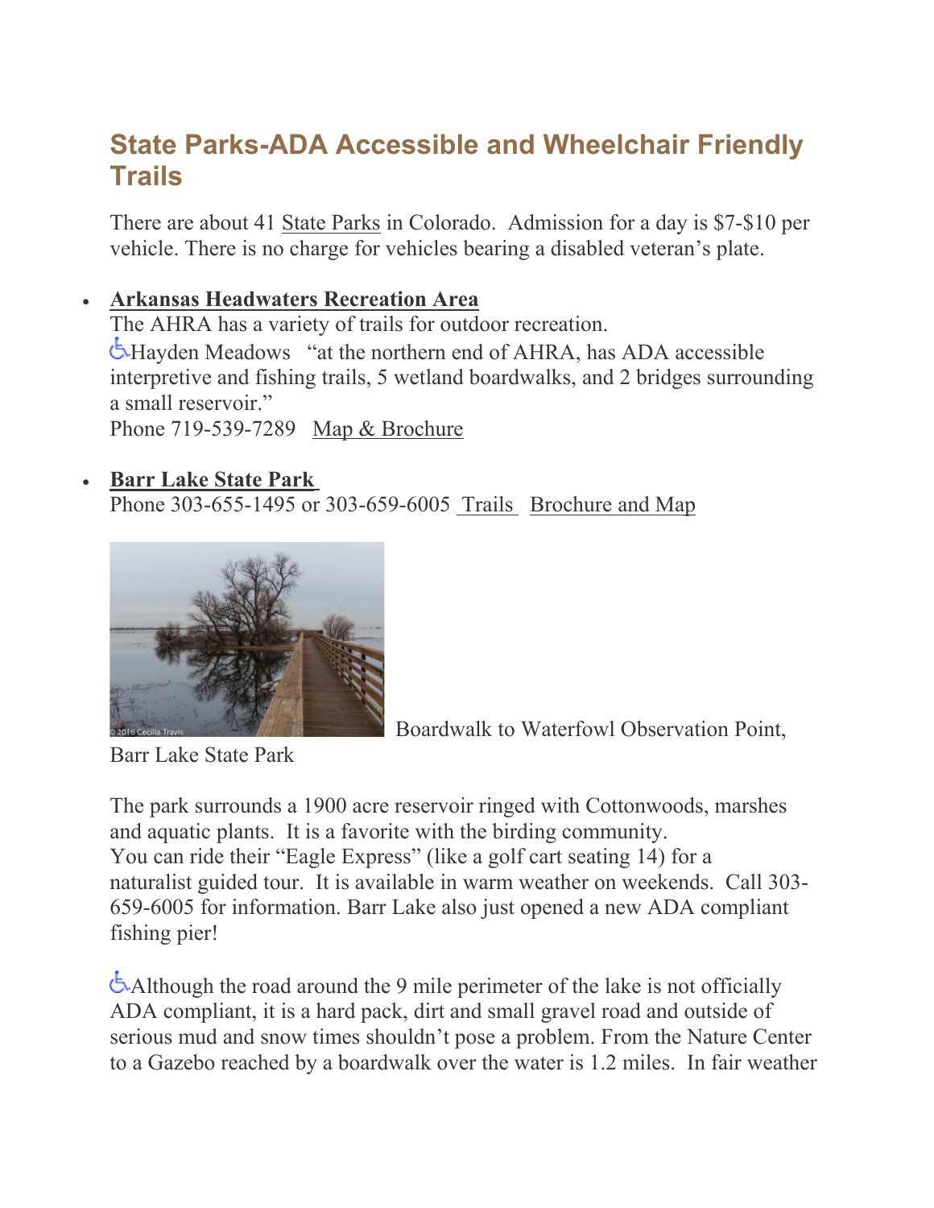## State Parks-ADA Accessible and Wheelchair Friendly Trails

There are about 41 State Parks in Colorado. Admission for a day is $7-$10 per vehicle. There is no charge for vehicles bearing a disabled veteran's plate.

- **Arkansas Headwaters Recreation Area**
  The AHRA has a variety of trails for outdoor recreation.
  ♿Hayden Meadows "at the northern end of AHRA, has ADA accessible interpretive and fishing trails, 5 wetland boardwalks, and 2 bridges surrounding a small reservoir."
  Phone 719-539-7289 Map & Brochure

- **Barr Lake State Park**
  Phone 303-655-1495 or 303-659-6005 Trails Brochure and Map

Boardwalk to Waterfowl Observation Point, Barr Lake State Park

The park surrounds a 1900 acre reservoir ringed with Cottonwoods, marshes and aquatic plants. It is a favorite with the birding community.
You can ride their "Eagle Express" (like a golf cart seating 14) for a naturalist guided tour. It is available in warm weather on weekends. Call 303-659-6005 for information. Barr Lake also just opened a new ADA compliant fishing pier!

♿Although the road around the 9 mile perimeter of the lake is not officially ADA compliant, it is a hard pack, dirt and small gravel road and outside of serious mud and snow times shouldn't pose a problem. From the Nature Center to a Gazebo reached by a boardwalk over the water is 1.2 miles. In fair weather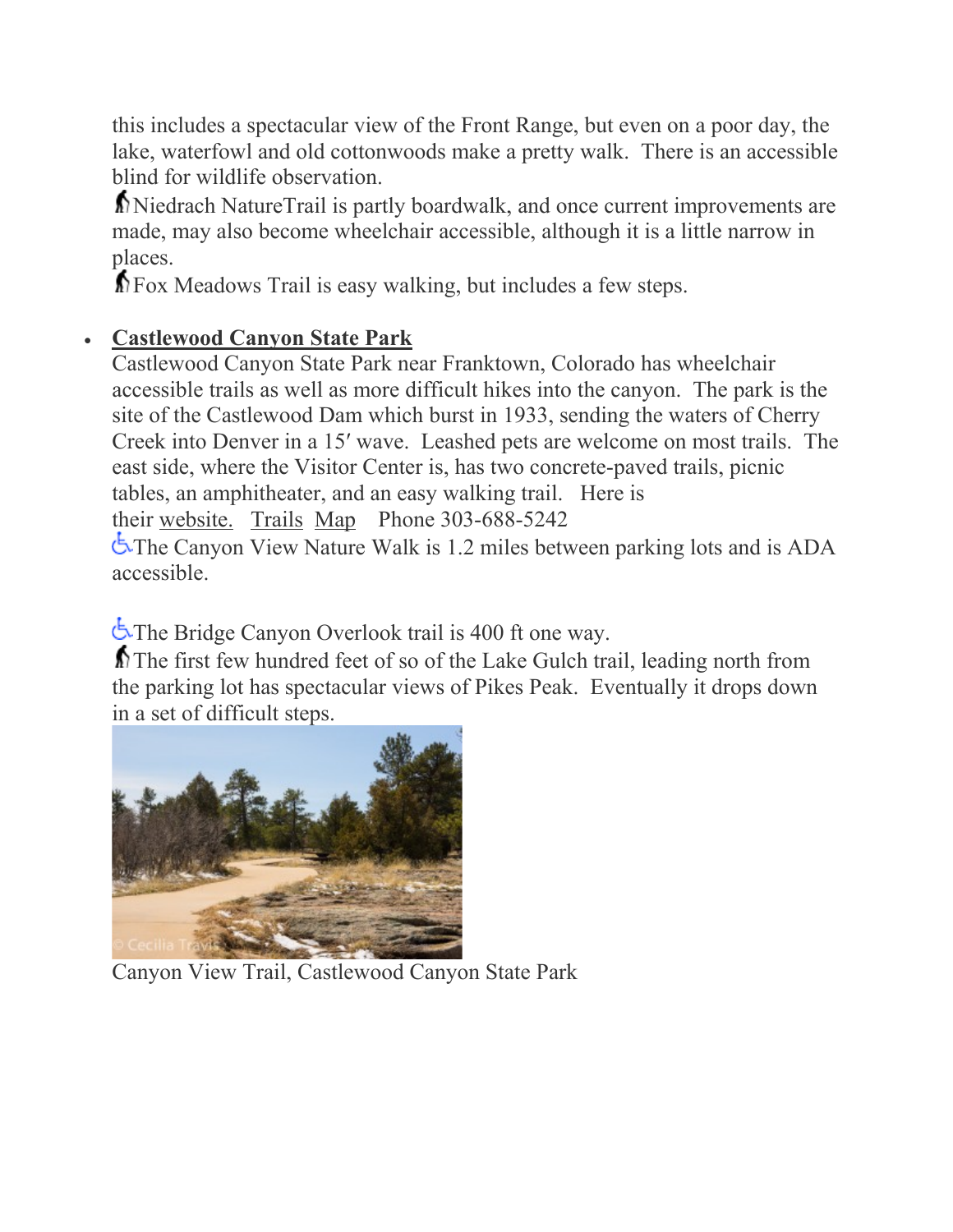this includes a spectacular view of the Front Range, but even on a poor day, the lake, waterfowl and old cottonwoods make a pretty walk.  There is an accessible blind for wildlife observation.

Niedrach NatureTrail is partly boardwalk, and once current improvements are made, may also become wheelchair accessible, although it is a little narrow in places.

Fox Meadows Trail is easy walking, but includes a few steps.

- **Castlewood Canyon State Park**
  Castlewood Canyon State Park near Franktown, Colorado has wheelchair accessible trails as well as more difficult hikes into the canyon.  The park is the site of the Castlewood Dam which burst in 1933, sending the waters of Cherry Creek into Denver in a 15′ wave.  Leashed pets are welcome on most trails.  The east side, where the Visitor Center is, has two concrete-paved trails, picnic tables, an amphitheater, and an easy walking trail.  Here is their website.  Trails  Map   Phone 303-688-5242

  The Canyon View Nature Walk is 1.2 miles between parking lots and is ADA accessible.

  The Bridge Canyon Overlook trail is 400 ft one way.

  The first few hundred feet of so of the Lake Gulch trail, leading north from the parking lot has spectacular views of Pikes Peak.  Eventually it drops down in a set of difficult steps.

  Canyon View Trail, Castlewood Canyon State Park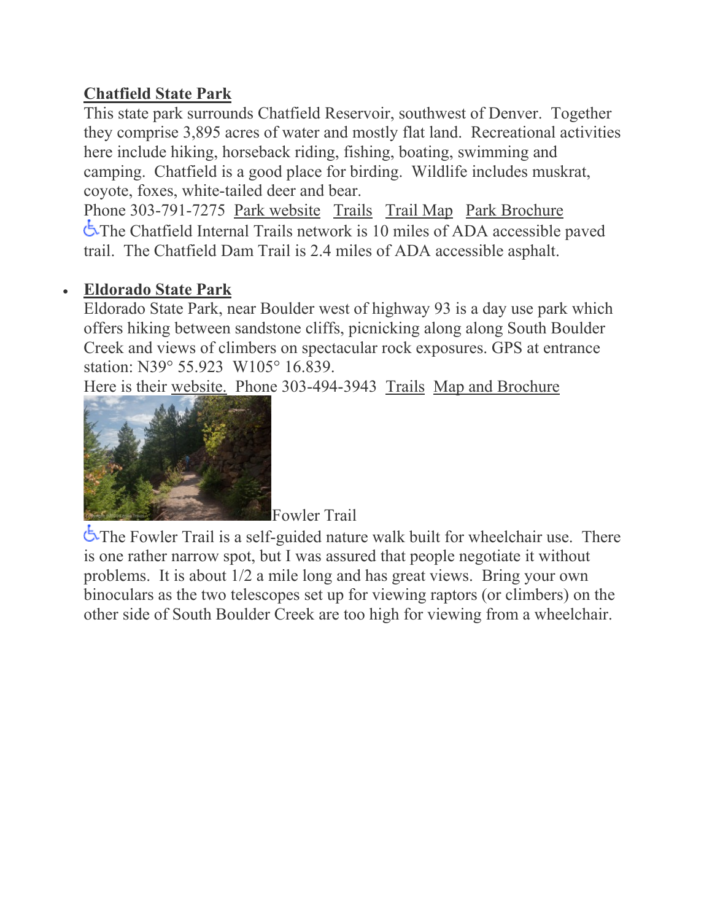**Chatfield State Park**

This state park surrounds Chatfield Reservoir, southwest of Denver. Together they comprise 3,895 acres of water and mostly flat land. Recreational activities here include hiking, horseback riding, fishing, boating, swimming and camping. Chatfield is a good place for birding. Wildlife includes muskrat, coyote, foxes, white-tailed deer and bear.

Phone 303-791-7275 Park website Trails Trail Map Park Brochure

The Chatfield Internal Trails network is 10 miles of ADA accessible paved trail. The Chatfield Dam Trail is 2.4 miles of ADA accessible asphalt.

- **Eldorado State Park**

  Eldorado State Park, near Boulder west of highway 93 is a day use park which offers hiking between sandstone cliffs, picnicking along along South Boulder Creek and views of climbers on spectacular rock exposures. GPS at entrance station: N39° 55.923 W105° 16.839.

  Here is their website. Phone 303-494-3943 Trails Map and Brochure

  Fowler Trail

  The Fowler Trail is a self-guided nature walk built for wheelchair use. There is one rather narrow spot, but I was assured that people negotiate it without problems. It is about 1/2 a mile long and has great views. Bring your own binoculars as the two telescopes set up for viewing raptors (or climbers) on the other side of South Boulder Creek are too high for viewing from a wheelchair.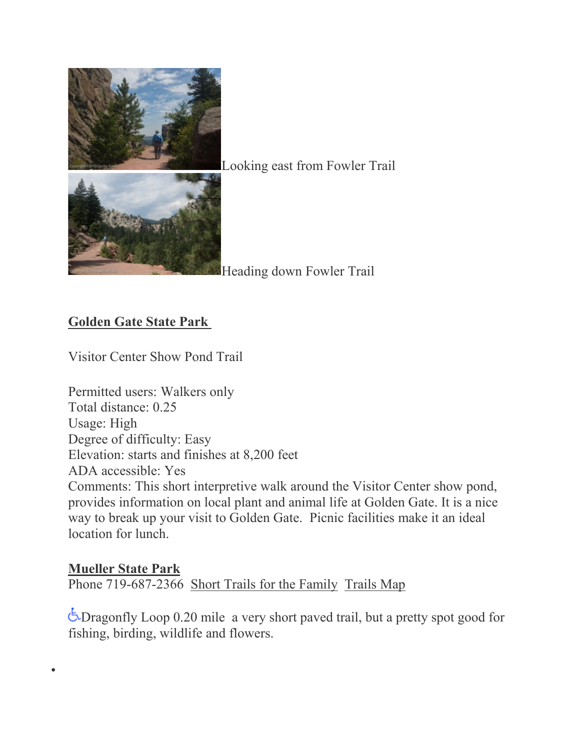Looking east from Fowler Trail

Heading down Fowler Trail

**Golden Gate State Park**

Visitor Center Show Pond Trail

Permitted users: Walkers only
Total distance: 0.25
Usage: High
Degree of difficulty: Easy
Elevation: starts and finishes at 8,200 feet
ADA accessible: Yes
Comments: This short interpretive walk around the Visitor Center show pond, provides information on local plant and animal life at Golden Gate. It is a nice way to break up your visit to Golden Gate. Picnic facilities make it an ideal location for lunch.

**Mueller State Park**
Phone 719-687-2366 Short Trails for the Family Trails Map

♿Dragonfly Loop 0.20 mile a very short paved trail, but a pretty spot good for fishing, birding, wildlife and flowers.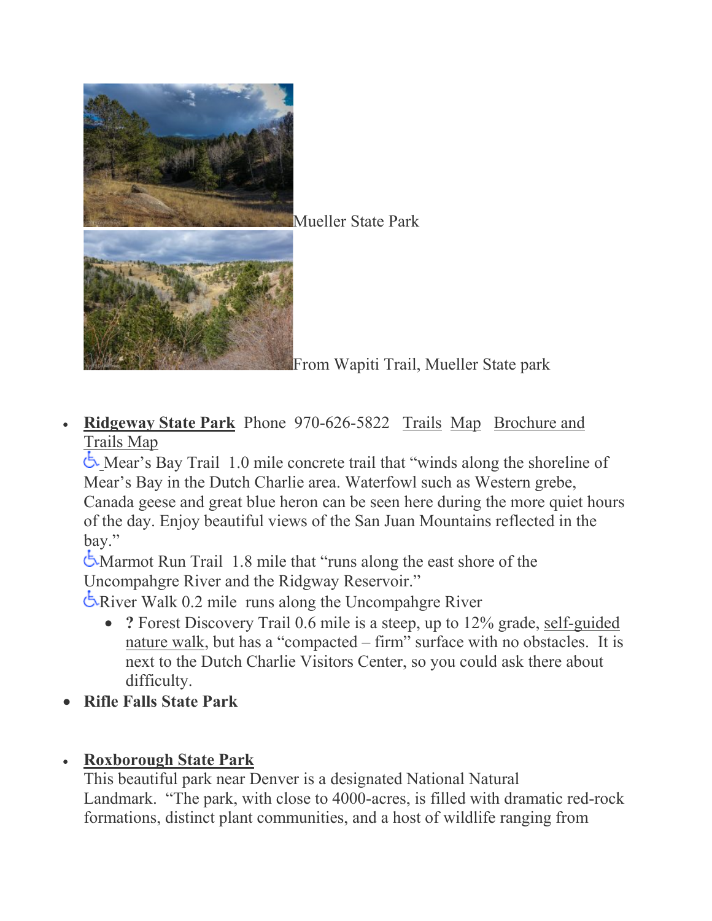Mueller State Park

From Wapiti Trail, Mueller State park

- **Ridgeway State Park** Phone 970-626-5822 Trails Map Brochure and Trails Map
  ♿ Mear's Bay Trail 1.0 mile concrete trail that "winds along the shoreline of Mear's Bay in the Dutch Charlie area. Waterfowl such as Western grebe, Canada geese and great blue heron can be seen here during the more quiet hours of the day. Enjoy beautiful views of the San Juan Mountains reflected in the bay."
  ♿ Marmot Run Trail 1.8 mile that "runs along the east shore of the Uncompahgre River and the Ridgway Reservoir."
  ♿ River Walk 0.2 mile runs along the Uncompahgre River
    - **?** Forest Discovery Trail 0.6 mile is a steep, up to 12% grade, self-guided nature walk, but has a "compacted – firm" surface with no obstacles. It is next to the Dutch Charlie Visitors Center, so you could ask there about difficulty.
- **Rifle Falls State Park**
- **Roxborough State Park**
  This beautiful park near Denver is a designated National Natural Landmark. "The park, with close to 4000-acres, is filled with dramatic red-rock formations, distinct plant communities, and a host of wildlife ranging from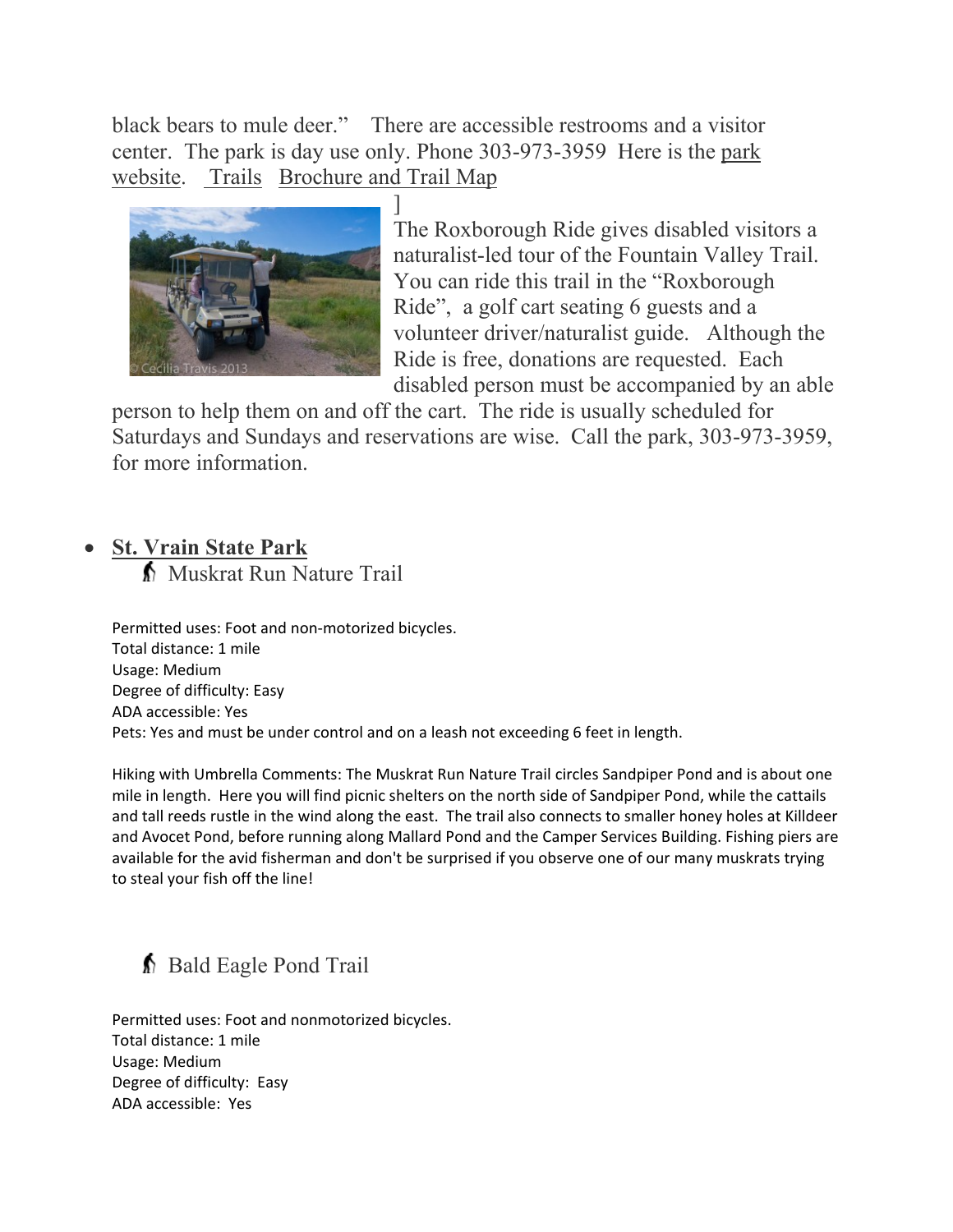black bears to mule deer."   There are accessible restrooms and a visitor center.  The park is day use only. Phone 303-973-3959  Here is the park website.   Trails   Brochure and Trail Map

]

The Roxborough Ride gives disabled visitors a naturalist-led tour of the Fountain Valley Trail. You can ride this trail in the "Roxborough Ride",  a golf cart seating 6 guests and a volunteer driver/naturalist guide.   Although the Ride is free, donations are requested.  Each disabled person must be accompanied by an able person to help them on and off the cart.  The ride is usually scheduled for Saturdays and Sundays and reservations are wise.  Call the park, 303-973-3959, for more information.

- **St. Vrain State Park**

### Muskrat Run Nature Trail

Permitted uses: Foot and non-motorized bicycles.
Total distance: 1 mile
Usage: Medium
Degree of difficulty: Easy
ADA accessible: Yes
Pets: Yes and must be under control and on a leash not exceeding 6 feet in length.

Hiking with Umbrella Comments: The Muskrat Run Nature Trail circles Sandpiper Pond and is about one mile in length.  Here you will find picnic shelters on the north side of Sandpiper Pond, while the cattails and tall reeds rustle in the wind along the east.  The trail also connects to smaller honey holes at Killdeer and Avocet Pond, before running along Mallard Pond and the Camper Services Building. Fishing piers are available for the avid fisherman and don't be surprised if you observe one of our many muskrats trying to steal your fish off the line!

### Bald Eagle Pond Trail

Permitted uses: Foot and nonmotorized bicycles.
Total distance: 1 mile
Usage: Medium
Degree of difficulty:  Easy
ADA accessible:  Yes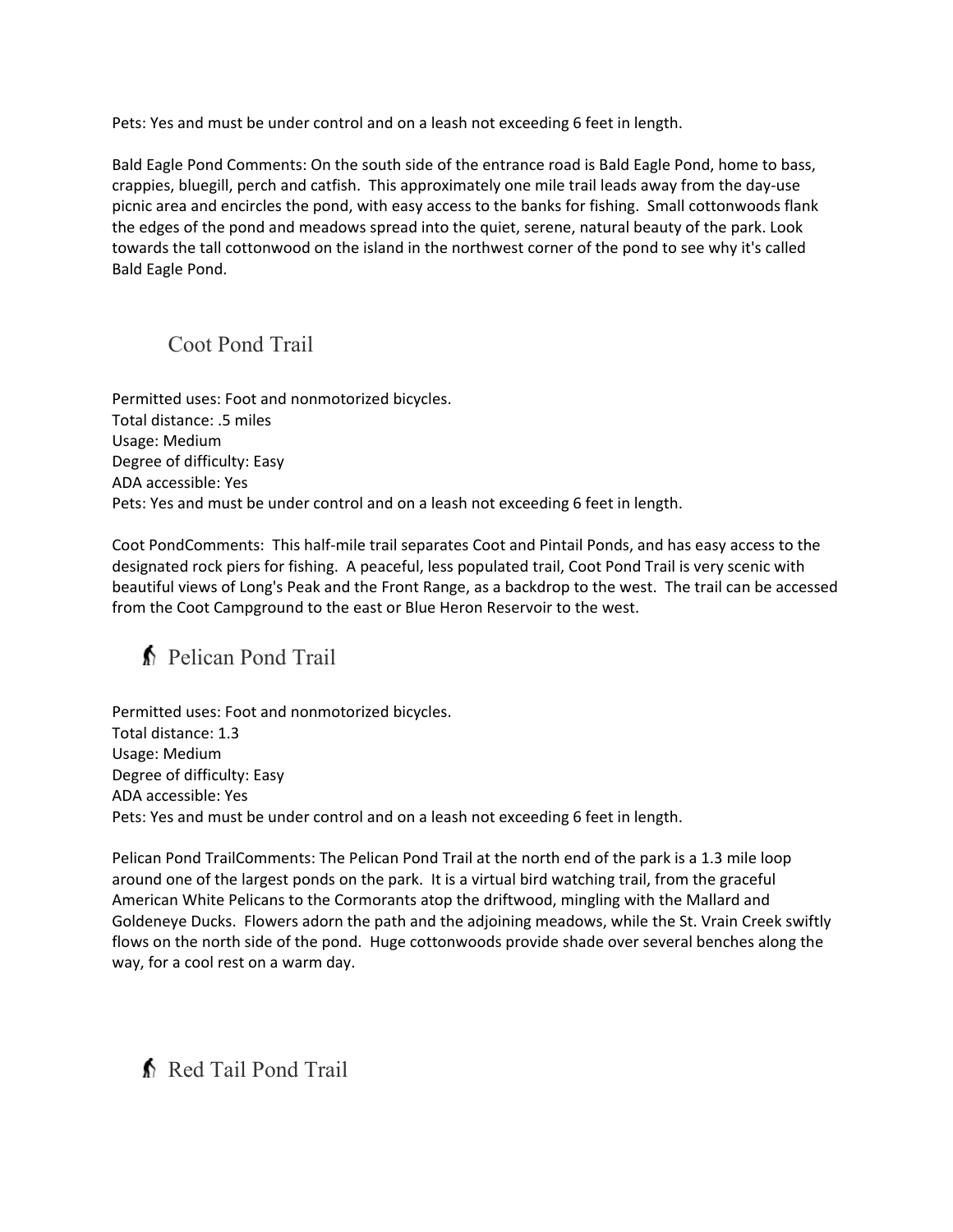Pets: Yes and must be under control and on a leash not exceeding 6 feet in length.

Bald Eagle Pond Comments: On the south side of the entrance road is Bald Eagle Pond, home to bass, crappies, bluegill, perch and catfish. This approximately one mile trail leads away from the day-use picnic area and encircles the pond, with easy access to the banks for fishing. Small cottonwoods flank the edges of the pond and meadows spread into the quiet, serene, natural beauty of the park. Look towards the tall cottonwood on the island in the northwest corner of the pond to see why it's called Bald Eagle Pond.

## Coot Pond Trail

Permitted uses: Foot and nonmotorized bicycles.
Total distance: .5 miles
Usage: Medium
Degree of difficulty: Easy
ADA accessible: Yes
Pets: Yes and must be under control and on a leash not exceeding 6 feet in length.

Coot PondComments: This half-mile trail separates Coot and Pintail Ponds, and has easy access to the designated rock piers for fishing. A peaceful, less populated trail, Coot Pond Trail is very scenic with beautiful views of Long's Peak and the Front Range, as a backdrop to the west. The trail can be accessed from the Coot Campground to the east or Blue Heron Reservoir to the west.

## Pelican Pond Trail

Permitted uses: Foot and nonmotorized bicycles.
Total distance: 1.3
Usage: Medium
Degree of difficulty: Easy
ADA accessible: Yes
Pets: Yes and must be under control and on a leash not exceeding 6 feet in length.

Pelican Pond TrailComments: The Pelican Pond Trail at the north end of the park is a 1.3 mile loop around one of the largest ponds on the park. It is a virtual bird watching trail, from the graceful American White Pelicans to the Cormorants atop the driftwood, mingling with the Mallard and Goldeneye Ducks. Flowers adorn the path and the adjoining meadows, while the St. Vrain Creek swiftly flows on the north side of the pond. Huge cottonwoods provide shade over several benches along the way, for a cool rest on a warm day.

## Red Tail Pond Trail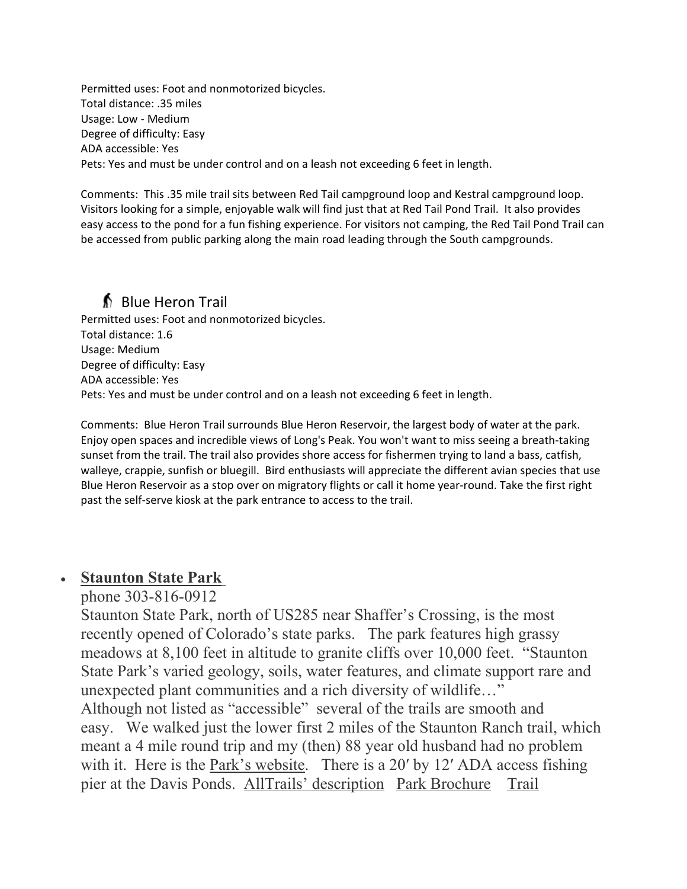Permitted uses: Foot and nonmotorized bicycles.
Total distance: .35 miles
Usage: Low - Medium
Degree of difficulty: Easy
ADA accessible: Yes
Pets: Yes and must be under control and on a leash not exceeding 6 feet in length.

Comments: This .35 mile trail sits between Red Tail campground loop and Kestral campground loop. Visitors looking for a simple, enjoyable walk will find just that at Red Tail Pond Trail. It also provides easy access to the pond for a fun fishing experience. For visitors not camping, the Red Tail Pond Trail can be accessed from public parking along the main road leading through the South campgrounds.

### Blue Heron Trail

Permitted uses: Foot and nonmotorized bicycles.
Total distance: 1.6
Usage: Medium
Degree of difficulty: Easy
ADA accessible: Yes
Pets: Yes and must be under control and on a leash not exceeding 6 feet in length.

Comments: Blue Heron Trail surrounds Blue Heron Reservoir, the largest body of water at the park. Enjoy open spaces and incredible views of Long's Peak. You won't want to miss seeing a breath-taking sunset from the trail. The trail also provides shore access for fishermen trying to land a bass, catfish, walleye, crappie, sunfish or bluegill. Bird enthusiasts will appreciate the different avian species that use Blue Heron Reservoir as a stop over on migratory flights or call it home year-round. Take the first right past the self-serve kiosk at the park entrance to access to the trail.

- **Staunton State Park**
  phone 303-816-0912
  Staunton State Park, north of US285 near Shaffer's Crossing, is the most recently opened of Colorado's state parks. The park features high grassy meadows at 8,100 feet in altitude to granite cliffs over 10,000 feet. "Staunton State Park's varied geology, soils, water features, and climate support rare and unexpected plant communities and a rich diversity of wildlife…"
  Although not listed as "accessible" several of the trails are smooth and easy. We walked just the lower first 2 miles of the Staunton Ranch trail, which meant a 4 mile round trip and my (then) 88 year old husband had no problem with it. Here is the Park's website. There is a 20′ by 12′ ADA access fishing pier at the Davis Ponds. AllTrails' description Park Brochure Trail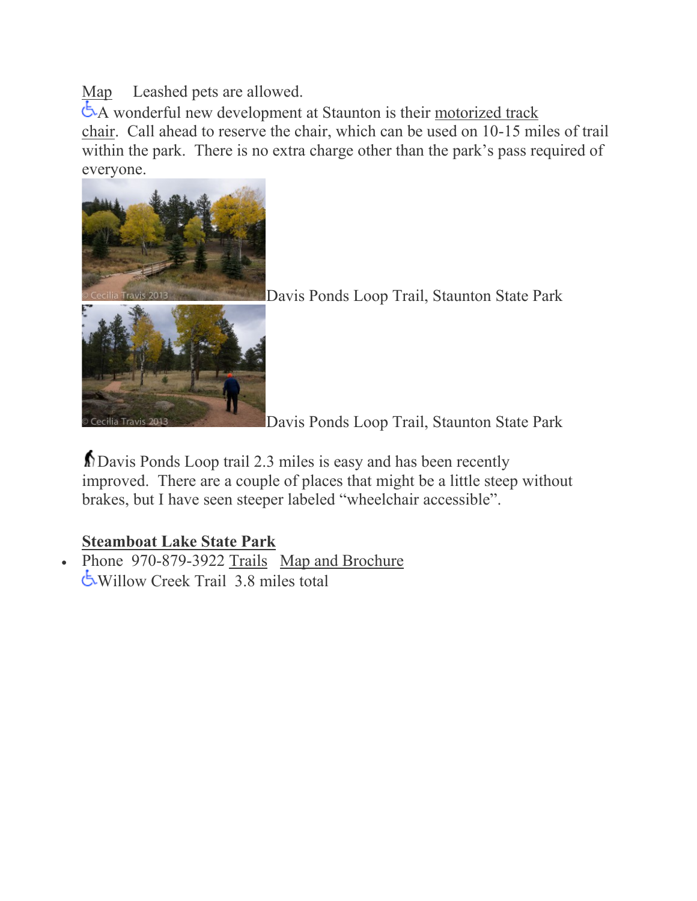Map     Leashed pets are allowed.

A wonderful new development at Staunton is their motorized track chair.  Call ahead to reserve the chair, which can be used on 10-15 miles of trail within the park.  There is no extra charge other than the park's pass required of everyone.

Davis Ponds Loop Trail, Staunton State Park

Davis Ponds Loop Trail, Staunton State Park

Davis Ponds Loop trail 2.3 miles is easy and has been recently improved.  There are a couple of places that might be a little steep without brakes, but I have seen steeper labeled "wheelchair accessible".

**Steamboat Lake State Park**

- Phone  970-879-3922 Trails   Map and Brochure
  Willow Creek Trail  3.8 miles total